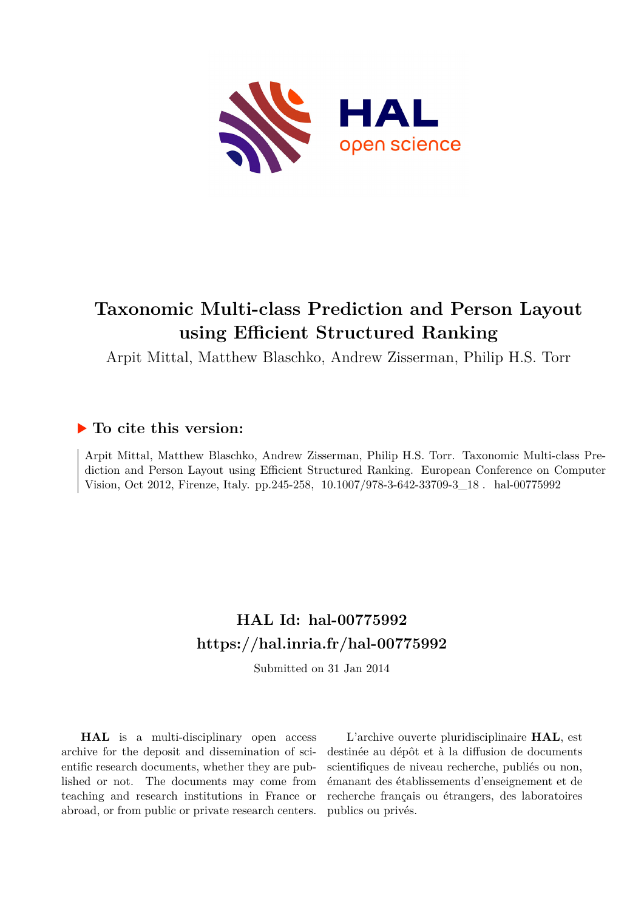# Taxonomic Multi-class Prediction and Person Layout using Efficient Structured Ranking

Arpit Mittal, Matthew Blaschko, Andrew Zisserman, Philip H.S. Torr

## ▶ To cite this version:

Arpit Mittal, Matthew Blaschko, Andrew Zisserman, Philip H.S. Torr. Taxonomic Multi-class Prediction and Person Layout using Efficient Structured Ranking. European Conference on Computer Vision, Oct 2012, Firenze, Italy. pp.245-258, 10.1007/978-3-642-33709-3_18 . hal-00775992

## HAL Id: hal-00775992
## https://hal.inria.fr/hal-00775992

Submitted on 31 Jan 2014

**HAL** is a multi-disciplinary open access archive for the deposit and dissemination of scientific research documents, whether they are published or not. The documents may come from teaching and research institutions in France or abroad, or from public or private research centers.

L'archive ouverte pluridisciplinaire **HAL**, est destinée au dépôt et à la diffusion de documents scientifiques de niveau recherche, publiés ou non, émanant des établissements d'enseignement et de recherche français ou étrangers, des laboratoires publics ou privés.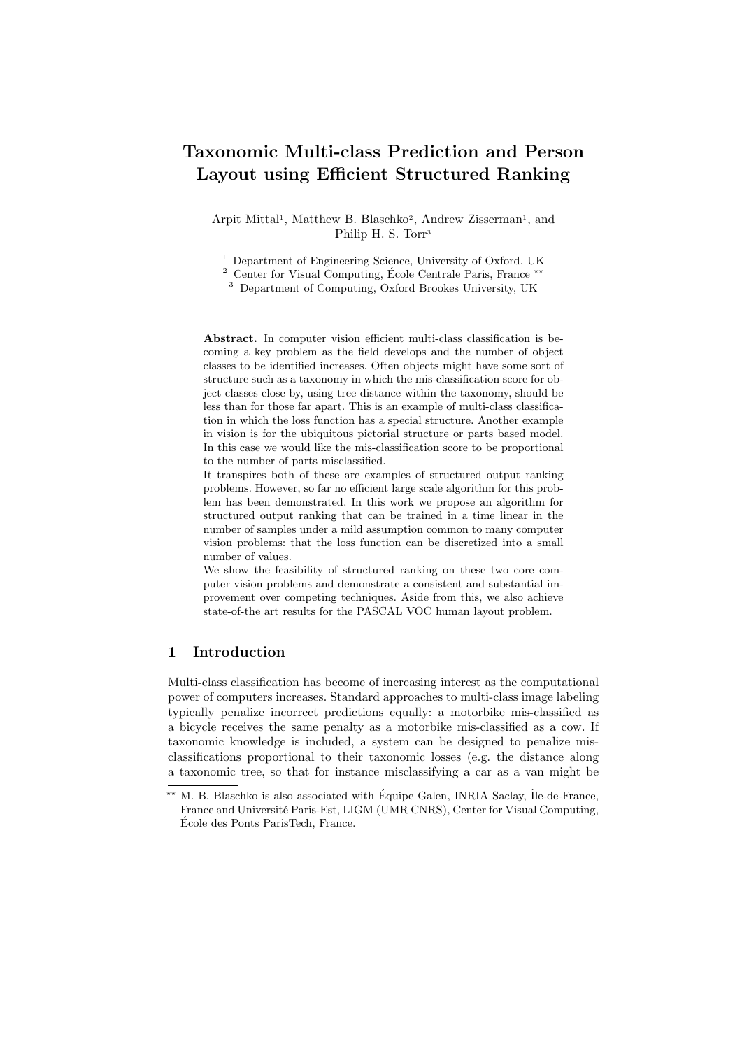# Taxonomic Multi-class Prediction and Person Layout using Efficient Structured Ranking

Arpit Mittal[1], Matthew B. Blaschko[2], Andrew Zisserman[1], and Philip H. S. Torr[3]

[1] Department of Engineering Science, University of Oxford, UK
[2] Center for Visual Computing, École Centrale Paris, France **
[3] Department of Computing, Oxford Brookes University, UK

**Abstract.** In computer vision efficient multi-class classification is becoming a key problem as the field develops and the number of object classes to be identified increases. Often objects might have some sort of structure such as a taxonomy in which the mis-classification score for object classes close by, using tree distance within the taxonomy, should be less than for those far apart. This is an example of multi-class classification in which the loss function has a special structure. Another example in vision is for the ubiquitous pictorial structure or parts based model. In this case we would like the mis-classification score to be proportional to the number of parts misclassified.

It transpires both of these are examples of structured output ranking problems. However, so far no efficient large scale algorithm for this problem has been demonstrated. In this work we propose an algorithm for structured output ranking that can be trained in a time linear in the number of samples under a mild assumption common to many computer vision problems: that the loss function can be discretized into a small number of values.

We show the feasibility of structured ranking on these two core computer vision problems and demonstrate a consistent and substantial improvement over competing techniques. Aside from this, we also achieve state-of-the art results for the PASCAL VOC human layout problem.

## 1 Introduction

Multi-class classification has become of increasing interest as the computational power of computers increases. Standard approaches to multi-class image labeling typically penalize incorrect predictions equally: a motorbike mis-classified as a bicycle receives the same penalty as a motorbike mis-classified as a cow. If taxonomic knowledge is included, a system can be designed to penalize mis-classifications proportional to their taxonomic losses (e.g. the distance along a taxonomic tree, so that for instance misclassifying a car as a van might be

** M. B. Blaschko is also associated with Équipe Galen, INRIA Saclay, Île-de-France, France and Université Paris-Est, LIGM (UMR CNRS), Center for Visual Computing, École des Ponts ParisTech, France.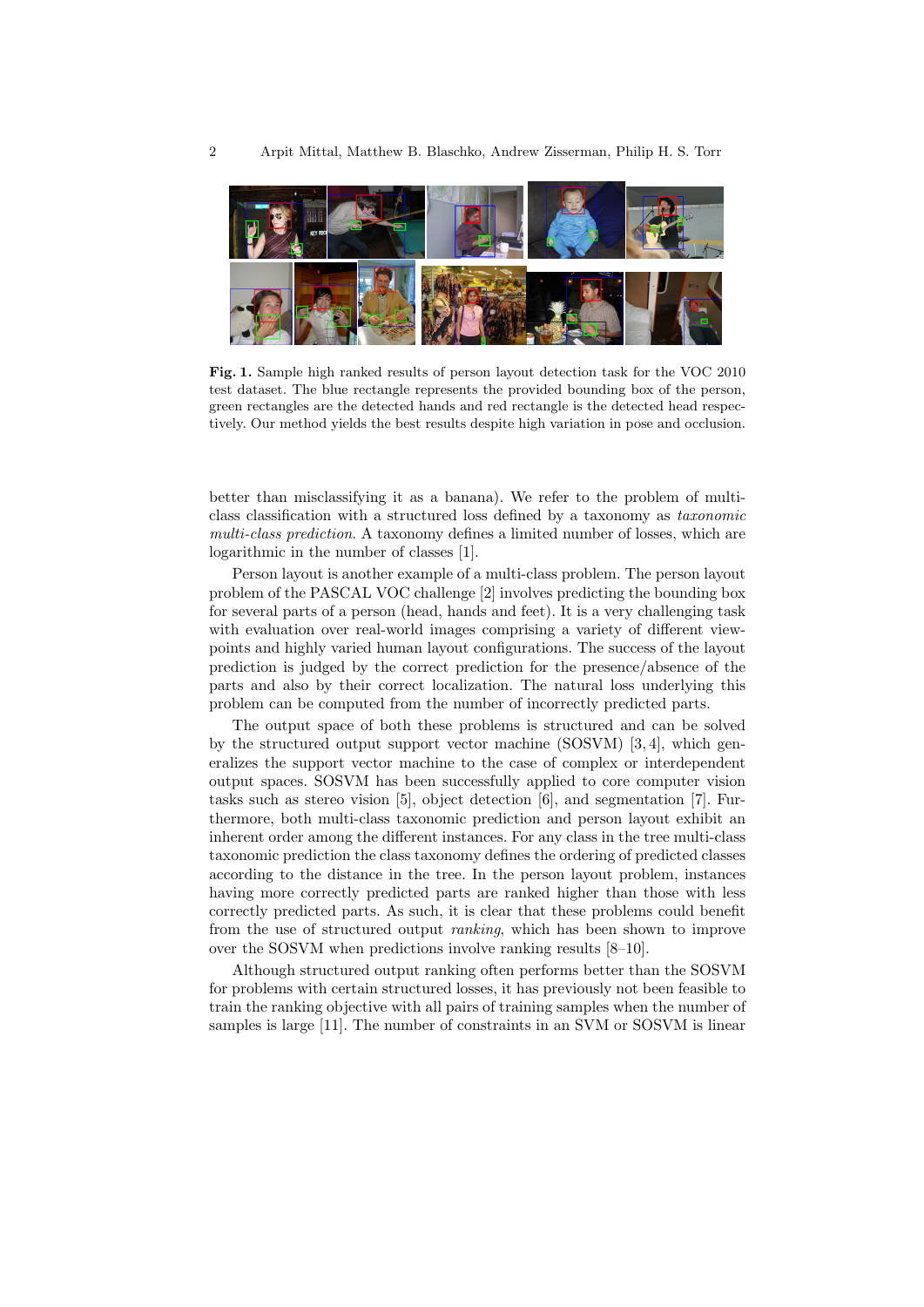**Fig. 1.** Sample high ranked results of person layout detection task for the VOC 2010 test dataset. The blue rectangle represents the provided bounding box of the person, green rectangles are the detected hands and red rectangle is the detected head respectively. Our method yields the best results despite high variation in pose and occlusion.

better than misclassifying it as a banana). We refer to the problem of multi-class classification with a structured loss defined by a taxonomy as *taxonomic multi-class prediction*. A taxonomy defines a limited number of losses, which are logarithmic in the number of classes [1].

Person layout is another example of a multi-class problem. The person layout problem of the PASCAL VOC challenge [2] involves predicting the bounding box for several parts of a person (head, hands and feet). It is a very challenging task with evaluation over real-world images comprising a variety of different viewpoints and highly varied human layout configurations. The success of the layout prediction is judged by the correct prediction for the presence/absence of the parts and also by their correct localization. The natural loss underlying this problem can be computed from the number of incorrectly predicted parts.

The output space of both these problems is structured and can be solved by the structured output support vector machine (SOSVM) [3, 4], which generalizes the support vector machine to the case of complex or interdependent output spaces. SOSVM has been successfully applied to core computer vision tasks such as stereo vision [5], object detection [6], and segmentation [7]. Furthermore, both multi-class taxonomic prediction and person layout exhibit an inherent order among the different instances. For any class in the tree multi-class taxonomic prediction the class taxonomy defines the ordering of predicted classes according to the distance in the tree. In the person layout problem, instances having more correctly predicted parts are ranked higher than those with less correctly predicted parts. As such, it is clear that these problems could benefit from the use of structured output *ranking*, which has been shown to improve over the SOSVM when predictions involve ranking results [8–10].

Although structured output ranking often performs better than the SOSVM for problems with certain structured losses, it has previously not been feasible to train the ranking objective with all pairs of training samples when the number of samples is large [11]. The number of constraints in an SVM or SOSVM is linear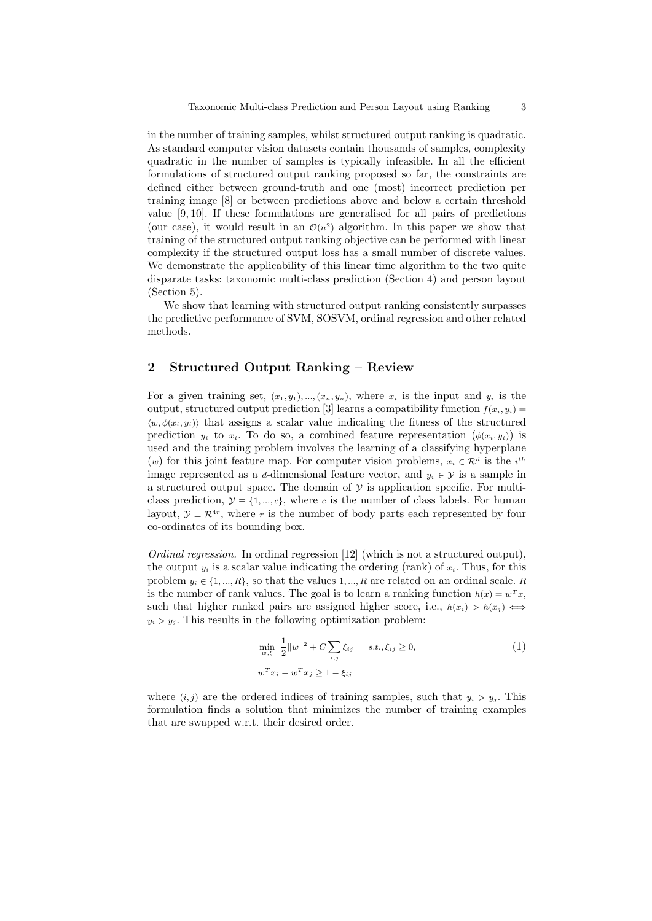in the number of training samples, whilst structured output ranking is quadratic. As standard computer vision datasets contain thousands of samples, complexity quadratic in the number of samples is typically infeasible. In all the efficient formulations of structured output ranking proposed so far, the constraints are defined either between ground-truth and one (most) incorrect prediction per training image [8] or between predictions above and below a certain threshold value [9, 10]. If these formulations are generalised for all pairs of predictions (our case), it would result in an $\mathcal{O}(n^2)$ algorithm. In this paper we show that training of the structured output ranking objective can be performed with linear complexity if the structured output loss has a small number of discrete values. We demonstrate the applicability of this linear time algorithm to the two quite disparate tasks: taxonomic multi-class prediction (Section 4) and person layout (Section 5).

We show that learning with structured output ranking consistently surpasses the predictive performance of SVM, SOSVM, ordinal regression and other related methods.

## 2 Structured Output Ranking – Review

For a given training set, $(x_1, y_1), ..., (x_n, y_n)$, where $x_i$ is the input and $y_i$ is the output, structured output prediction [3] learns a compatibility function $f(x_i, y_i) = \langle w, \phi(x_i, y_i) \rangle$ that assigns a scalar value indicating the fitness of the structured prediction $y_i$ to $x_i$. To do so, a combined feature representation $(\phi(x_i, y_i))$ is used and the training problem involves the learning of a classifying hyperplane $(w)$ for this joint feature map. For computer vision problems, $x_i \in \mathcal{R}^d$ is the $i^{th}$ image represented as a $d$-dimensional feature vector, and $y_i \in \mathcal{Y}$ is a sample in a structured output space. The domain of $\mathcal{Y}$ is application specific. For multi-class prediction, $\mathcal{Y} \equiv \{1, ..., c\}$, where $c$ is the number of class labels. For human layout, $\mathcal{Y} \equiv \mathcal{R}^{4r}$, where $r$ is the number of body parts each represented by four co-ordinates of its bounding box.

*Ordinal regression.* In ordinal regression [12] (which is not a structured output), the output $y_i$ is a scalar value indicating the ordering (rank) of $x_i$. Thus, for this problem $y_i \in \{1, ..., R\}$, so that the values $1, ..., R$ are related on an ordinal scale. $R$ is the number of rank values. The goal is to learn a ranking function $h(x) = w^T x$, such that higher ranked pairs are assigned higher score, i.e., $h(x_i) > h(x_j) \iff y_i > y_j$. This results in the following optimization problem:

$$
\begin{aligned}
&\min_{w,\xi} \ \frac{1}{2}\|w\|^2 + C \sum_{i,j} \xi_{ij} \qquad s.t., \xi_{ij} \geq 0, \\
&w^T x_i - w^T x_j \geq 1 - \xi_{ij}
\end{aligned}
\tag{1}
$$

where $(i, j)$ are the ordered indices of training samples, such that $y_i > y_j$. This formulation finds a solution that minimizes the number of training examples that are swapped w.r.t. their desired order.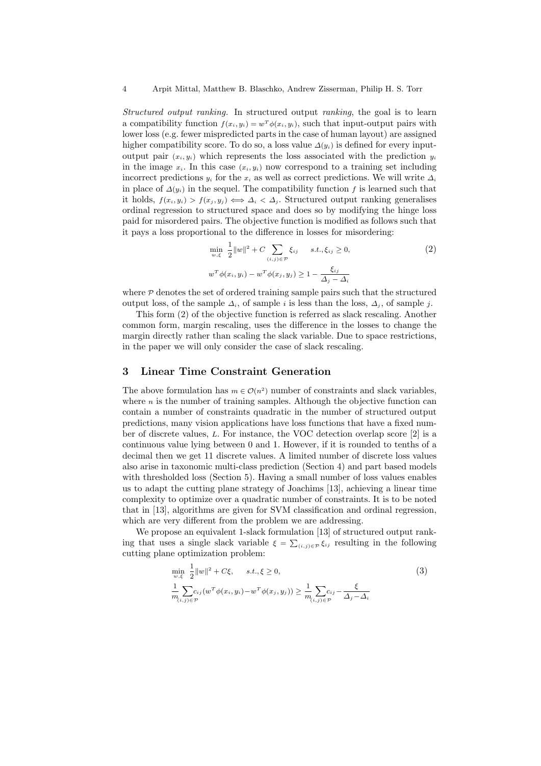*Structured output ranking.* In structured output *ranking*, the goal is to learn a compatibility function $f(x_i, y_i) = w^T\phi(x_i, y_i)$, such that input-output pairs with lower loss (e.g. fewer mispredicted parts in the case of human layout) are assigned higher compatibility score. To do so, a loss value $\Delta(y_i)$ is defined for every input-output pair $(x_i, y_i)$ which represents the loss associated with the prediction $y_i$ in the image $x_i$. In this case $(x_i, y_i)$ now correspond to a training set including incorrect predictions $y_i$ for the $x_i$ as well as correct predictions. We will write $\Delta_i$ in place of $\Delta(y_i)$ in the sequel. The compatibility function $f$ is learned such that it holds, $f(x_i, y_i) > f(x_j, y_j) \iff \Delta_i < \Delta_j$. Structured output ranking generalises ordinal regression to structured space and does so by modifying the hinge loss paid for misordered pairs. The objective function is modified as follows such that it pays a loss proportional to the difference in losses for misordering:

$$\min_{w,\xi} \ \frac{1}{2}\|w\|^2 + C \sum_{(i,j)\in\mathcal{P}} \xi_{ij} \quad s.t., \xi_{ij} \geq 0, \tag{2}$$
$$w^T\phi(x_i, y_i) - w^T\phi(x_j, y_j) \geq 1 - \frac{\xi_{ij}}{\Delta_j - \Delta_i}$$

where $\mathcal{P}$ denotes the set of ordered training sample pairs such that the structured output loss, of the sample $\Delta_i$, of sample $i$ is less than the loss, $\Delta_j$, of sample $j$.

This form (2) of the objective function is referred as slack rescaling. Another common form, margin rescaling, uses the difference in the losses to change the margin directly rather than scaling the slack variable. Due to space restrictions, in the paper we will only consider the case of slack rescaling.

## 3 Linear Time Constraint Generation

The above formulation has $m \in \mathcal{O}(n^2)$ number of constraints and slack variables, where $n$ is the number of training samples. Although the objective function can contain a number of constraints quadratic in the number of structured output predictions, many vision applications have loss functions that have a fixed number of discrete values, $L$. For instance, the VOC detection overlap score [2] is a continuous value lying between 0 and 1. However, if it is rounded to tenths of a decimal then we get 11 discrete values. A limited number of discrete loss values also arise in taxonomic multi-class prediction (Section 4) and part based models with thresholded loss (Section 5). Having a small number of loss values enables us to adapt the cutting plane strategy of Joachims [13], achieving a linear time complexity to optimize over a quadratic number of constraints. It is to be noted that in [13], algorithms are given for SVM classification and ordinal regression, which are very different from the problem we are addressing.

We propose an equivalent 1-slack formulation [13] of structured output ranking that uses a single slack variable $\xi = \sum_{(i,j)\in\mathcal{P}} \xi_{ij}$ resulting in the following cutting plane optimization problem:

$$\min_{w,\xi} \ \frac{1}{2}\|w\|^2 + C\xi, \quad s.t., \xi \geq 0, \tag{3}$$
$$\frac{1}{m}\sum_{(i,j)\in\mathcal{P}} c_{ij}(w^T\phi(x_i, y_i) - w^T\phi(x_j, y_j)) \geq \frac{1}{m}\sum_{(i,j)\in\mathcal{P}} c_{ij} - \frac{\xi}{\Delta_j - \Delta_i}$$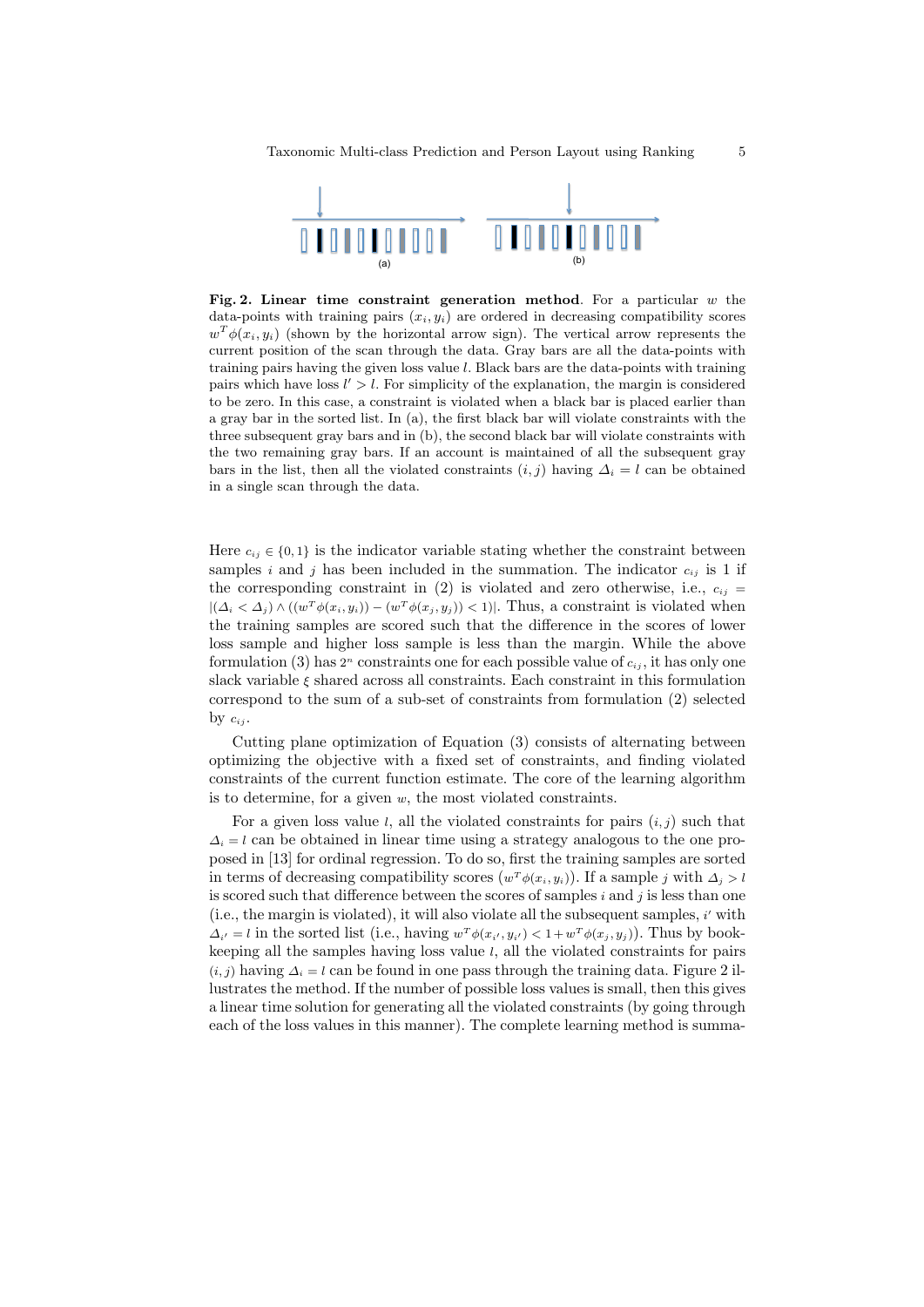(a)

(b)

**Fig. 2. Linear time constraint generation method**. For a particular $w$ the data-points with training pairs $(x_i, y_i)$ are ordered in decreasing compatibility scores $w^T\phi(x_i, y_i)$ (shown by the horizontal arrow sign). The vertical arrow represents the current position of the scan through the data. Gray bars are all the data-points with training pairs having the given loss value $l$. Black bars are the data-points with training pairs which have loss $l' > l$. For simplicity of the explanation, the margin is considered to be zero. In this case, a constraint is violated when a black bar is placed earlier than a gray bar in the sorted list. In (a), the first black bar will violate constraints with the three subsequent gray bars and in (b), the second black bar will violate constraints with the two remaining gray bars. If an account is maintained of all the subsequent gray bars in the list, then all the violated constraints $(i, j)$ having $\Delta_i = l$ can be obtained in a single scan through the data.

Here $c_{ij} \in \{0, 1\}$ is the indicator variable stating whether the constraint between samples $i$ and $j$ has been included in the summation. The indicator $c_{ij}$ is 1 if the corresponding constraint in (2) is violated and zero otherwise, i.e., $c_{ij} = |(\Delta_i < \Delta_j) \wedge ((w^T\phi(x_i, y_i)) - (w^T\phi(x_j, y_j)) < 1)|$. Thus, a constraint is violated when the training samples are scored such that the difference in the scores of lower loss sample and higher loss sample is less than the margin. While the above formulation (3) has $2^n$ constraints one for each possible value of $c_{ij}$, it has only one slack variable $\xi$ shared across all constraints. Each constraint in this formulation correspond to the sum of a sub-set of constraints from formulation (2) selected by $c_{ij}$.

Cutting plane optimization of Equation (3) consists of alternating between optimizing the objective with a fixed set of constraints, and finding violated constraints of the current function estimate. The core of the learning algorithm is to determine, for a given $w$, the most violated constraints.

For a given loss value $l$, all the violated constraints for pairs $(i, j)$ such that $\Delta_i = l$ can be obtained in linear time using a strategy analogous to the one proposed in [13] for ordinal regression. To do so, first the training samples are sorted in terms of decreasing compatibility scores $(w^T\phi(x_i, y_i))$. If a sample $j$ with $\Delta_j > l$ is scored such that difference between the scores of samples $i$ and $j$ is less than one (i.e., the margin is violated), it will also violate all the subsequent samples, $i'$ with $\Delta_{i'} = l$ in the sorted list (i.e., having $w^T\phi(x_{i'}, y_{i'}) < 1 + w^T\phi(x_j, y_j)$). Thus by bookkeeping all the samples having loss value $l$, all the violated constraints for pairs $(i, j)$ having $\Delta_i = l$ can be found in one pass through the training data. Figure 2 illustrates the method. If the number of possible loss values is small, then this gives a linear time solution for generating all the violated constraints (by going through each of the loss values in this manner). The complete learning method is summa-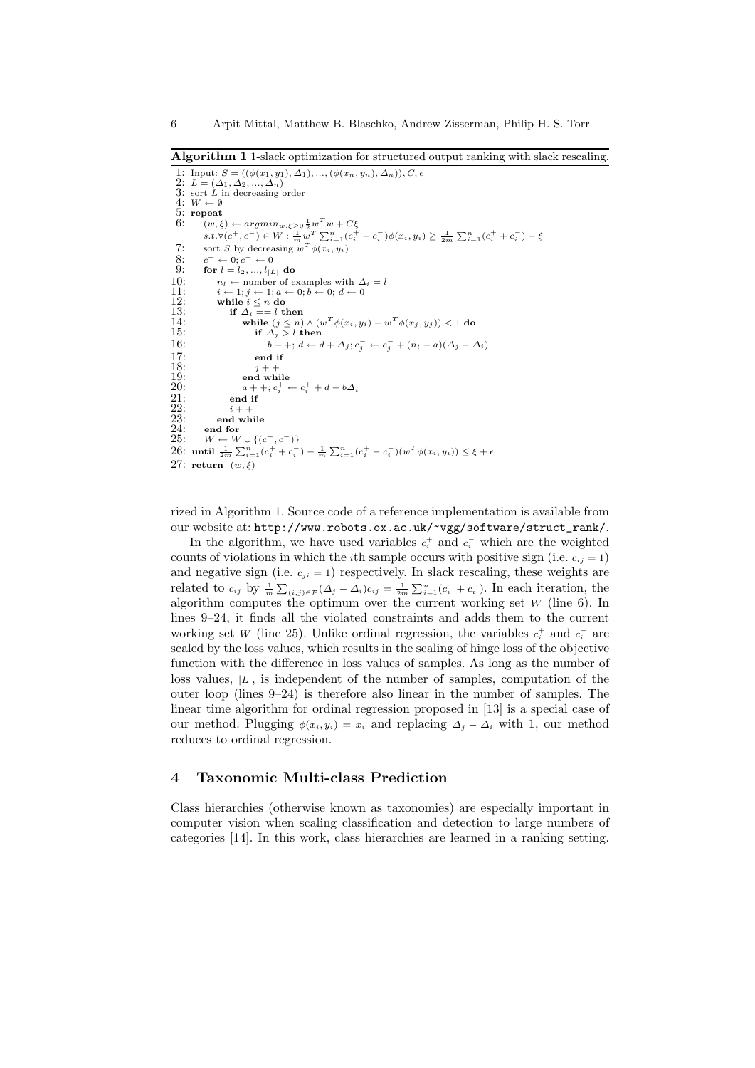**Algorithm 1** 1-slack optimization for structured output ranking with slack rescaling.

```
1: Input: S = ((φ(x_1, y_1), Δ_1), ..., (φ(x_n, y_n), Δ_n)), C, ε
2: L = (Δ_1, Δ_2, ..., Δ_n)
3: sort L in decreasing order
4: W ← ∅
5: repeat
6:    (w, ξ) ← argmin_{w, ξ≥0} (1/2) w^T w + Cξ
      s.t. ∀(c^+, c^-) ∈ W : (1/m) w^T Σ_{i=1}^n (c_i^+ − c_i^-) φ(x_i, y_i) ≥ (1/2m) Σ_{i=1}^n (c_i^+ + c_i^-) − ξ
7:    sort S by decreasing w^T φ(x_i, y_i)
8:    c^+ ← 0; c^- ← 0
9:    for l = l_2, ..., l_{|L|} do
10:       n_l ← number of examples with Δ_i = l
11:       i ← 1; j ← 1; a ← 0; b ← 0; d ← 0
12:       while i ≤ n do
13:          if Δ_i == l then
14:             while (j ≤ n) ∧ (w^T φ(x_i, y_i) − w^T φ(x_j, y_j)) < 1 do
15:                if Δ_j > l then
16:                   b++; d ← d + Δ_j; c_j^- ← c_j^- + (n_l − a)(Δ_j − Δ_i)
17:                end if
18:                j++
19:             end while
20:             a++; c_i^+ ← c_i^+ + d − bΔ_i
21:          end if
22:          i++
23:       end while
24:    end for
25:    W ← W ∪ {(c^+, c^-)}
26: until (1/2m) Σ_{i=1}^n (c_i^+ + c_i^-) − (1/m) Σ_{i=1}^n (c_i^+ − c_i^-)(w^T φ(x_i, y_i)) ≤ ξ + ε
27: return (w, ξ)
```

rized in Algorithm 1. Source code of a reference implementation is available from our website at: http://www.robots.ox.ac.uk/~vgg/software/struct_rank/.

In the algorithm, we have used variables $c_i^+$ and $c_i^-$ which are the weighted counts of violations in which the $i$th sample occurs with positive sign (i.e. $c_{ij} = 1$) and negative sign (i.e. $c_{ji} = 1$) respectively. In slack rescaling, these weights are related to $c_{ij}$ by $\frac{1}{m}\sum_{(i,j)\in\mathcal{P}}(\Delta_j - \Delta_i)c_{ij} = \frac{1}{2m}\sum_{i=1}^{n}(c_i^+ + c_i^-)$. In each iteration, the algorithm computes the optimum over the current working set $W$ (line 6). In lines 9–24, it finds all the violated constraints and adds them to the current working set $W$ (line 25). Unlike ordinal regression, the variables $c_i^+$ and $c_i^-$ are scaled by the loss values, which results in the scaling of hinge loss of the objective function with the difference in loss values of samples. As long as the number of loss values, $|L|$, is independent of the number of samples, computation of the outer loop (lines 9–24) is therefore also linear in the number of samples. The linear time algorithm for ordinal regression proposed in [13] is a special case of our method. Plugging $\phi(x_i, y_i) = x_i$ and replacing $\Delta_j - \Delta_i$ with 1, our method reduces to ordinal regression.

## 4 Taxonomic Multi-class Prediction

Class hierarchies (otherwise known as taxonomies) are especially important in computer vision when scaling classification and detection to large numbers of categories [14]. In this work, class hierarchies are learned in a ranking setting.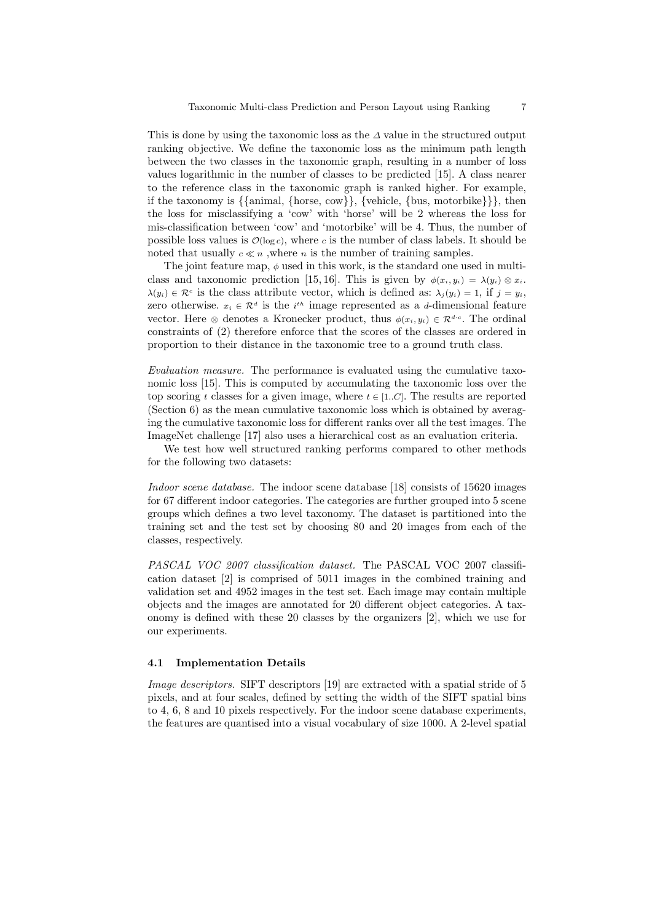This is done by using the taxonomic loss as the $\Delta$ value in the structured output ranking objective. We define the taxonomic loss as the minimum path length between the two classes in the taxonomic graph, resulting in a number of loss values logarithmic in the number of classes to be predicted [15]. A class nearer to the reference class in the taxonomic graph is ranked higher. For example, if the taxonomy is {{animal, {horse, cow}}, {vehicle, {bus, motorbike}}}, then the loss for misclassifying a 'cow' with 'horse' will be 2 whereas the loss for mis-classification between 'cow' and 'motorbike' will be 4. Thus, the number of possible loss values is $\mathcal{O}(\log c)$, where $c$ is the number of class labels. It should be noted that usually $c \ll n$ ,where $n$ is the number of training samples.

The joint feature map, $\phi$ used in this work, is the standard one used in multi-class and taxonomic prediction [15, 16]. This is given by $\phi(x_i, y_i) = \lambda(y_i) \otimes x_i$. $\lambda(y_i) \in \mathcal{R}^c$ is the class attribute vector, which is defined as: $\lambda_j(y_i) = 1$, if $j = y_i$, zero otherwise. $x_i \in \mathcal{R}^d$ is the $i^{th}$ image represented as a $d$-dimensional feature vector. Here $\otimes$ denotes a Kronecker product, thus $\phi(x_i, y_i) \in \mathcal{R}^{d \cdot c}$. The ordinal constraints of (2) therefore enforce that the scores of the classes are ordered in proportion to their distance in the taxonomic tree to a ground truth class.

*Evaluation measure.* The performance is evaluated using the cumulative taxonomic loss [15]. This is computed by accumulating the taxonomic loss over the top scoring $t$ classes for a given image, where $t \in [1..C]$. The results are reported (Section 6) as the mean cumulative taxonomic loss which is obtained by averaging the cumulative taxonomic loss for different ranks over all the test images. The ImageNet challenge [17] also uses a hierarchical cost as an evaluation criteria.

We test how well structured ranking performs compared to other methods for the following two datasets:

*Indoor scene database.* The indoor scene database [18] consists of 15620 images for 67 different indoor categories. The categories are further grouped into 5 scene groups which defines a two level taxonomy. The dataset is partitioned into the training set and the test set by choosing 80 and 20 images from each of the classes, respectively.

*PASCAL VOC 2007 classification dataset.* The PASCAL VOC 2007 classification dataset [2] is comprised of 5011 images in the combined training and validation set and 4952 images in the test set. Each image may contain multiple objects and the images are annotated for 20 different object categories. A taxonomy is defined with these 20 classes by the organizers [2], which we use for our experiments.

### 4.1 Implementation Details

*Image descriptors.* SIFT descriptors [19] are extracted with a spatial stride of 5 pixels, and at four scales, defined by setting the width of the SIFT spatial bins to 4, 6, 8 and 10 pixels respectively. For the indoor scene database experiments, the features are quantised into a visual vocabulary of size 1000. A 2-level spatial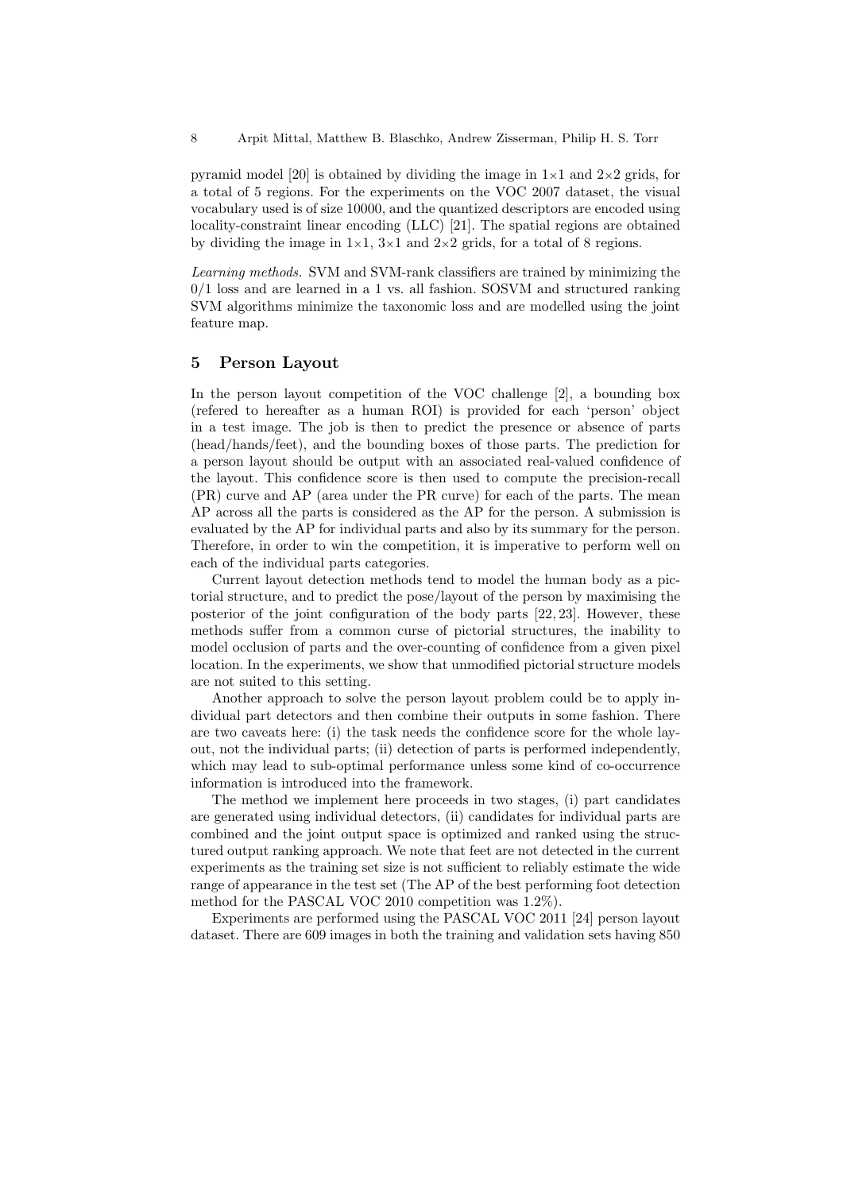pyramid model [20] is obtained by dividing the image in $1\times1$ and $2\times2$ grids, for a total of 5 regions. For the experiments on the VOC 2007 dataset, the visual vocabulary used is of size 10000, and the quantized descriptors are encoded using locality-constraint linear encoding (LLC) [21]. The spatial regions are obtained by dividing the image in $1\times1$, $3\times1$ and $2\times2$ grids, for a total of 8 regions.

*Learning methods.* SVM and SVM-rank classifiers are trained by minimizing the 0/1 loss and are learned in a 1 vs. all fashion. SOSVM and structured ranking SVM algorithms minimize the taxonomic loss and are modelled using the joint feature map.

## 5 Person Layout

In the person layout competition of the VOC challenge [2], a bounding box (refered to hereafter as a human ROI) is provided for each 'person' object in a test image. The job is then to predict the presence or absence of parts (head/hands/feet), and the bounding boxes of those parts. The prediction for a person layout should be output with an associated real-valued confidence of the layout. This confidence score is then used to compute the precision-recall (PR) curve and AP (area under the PR curve) for each of the parts. The mean AP across all the parts is considered as the AP for the person. A submission is evaluated by the AP for individual parts and also by its summary for the person. Therefore, in order to win the competition, it is imperative to perform well on each of the individual parts categories.

Current layout detection methods tend to model the human body as a pictorial structure, and to predict the pose/layout of the person by maximising the posterior of the joint configuration of the body parts [22, 23]. However, these methods suffer from a common curse of pictorial structures, the inability to model occlusion of parts and the over-counting of confidence from a given pixel location. In the experiments, we show that unmodified pictorial structure models are not suited to this setting.

Another approach to solve the person layout problem could be to apply individual part detectors and then combine their outputs in some fashion. There are two caveats here: (i) the task needs the confidence score for the whole layout, not the individual parts; (ii) detection of parts is performed independently, which may lead to sub-optimal performance unless some kind of co-occurrence information is introduced into the framework.

The method we implement here proceeds in two stages, (i) part candidates are generated using individual detectors, (ii) candidates for individual parts are combined and the joint output space is optimized and ranked using the structured output ranking approach. We note that feet are not detected in the current experiments as the training set size is not sufficient to reliably estimate the wide range of appearance in the test set (The AP of the best performing foot detection method for the PASCAL VOC 2010 competition was 1.2%).

Experiments are performed using the PASCAL VOC 2011 [24] person layout dataset. There are 609 images in both the training and validation sets having 850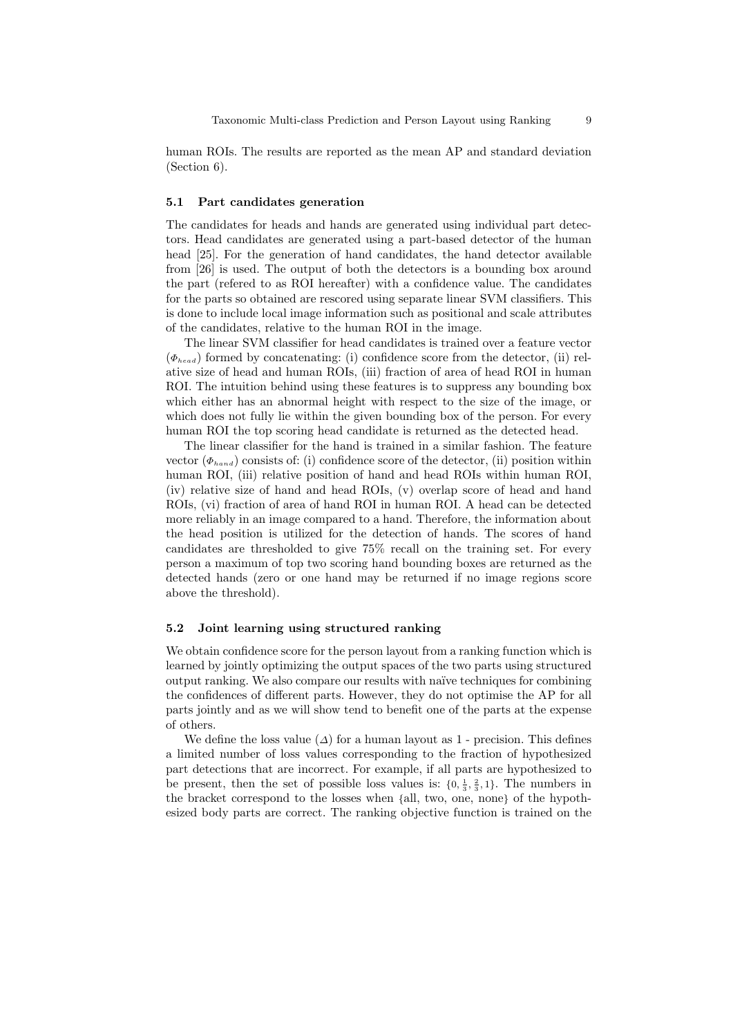human ROIs. The results are reported as the mean AP and standard deviation (Section 6).

### 5.1 Part candidates generation

The candidates for heads and hands are generated using individual part detectors. Head candidates are generated using a part-based detector of the human head [25]. For the generation of hand candidates, the hand detector available from [26] is used. The output of both the detectors is a bounding box around the part (refered to as ROI hereafter) with a confidence value. The candidates for the parts so obtained are rescored using separate linear SVM classifiers. This is done to include local image information such as positional and scale attributes of the candidates, relative to the human ROI in the image.

The linear SVM classifier for head candidates is trained over a feature vector ($\Phi_{head}$) formed by concatenating: (i) confidence score from the detector, (ii) relative size of head and human ROIs, (iii) fraction of area of head ROI in human ROI. The intuition behind using these features is to suppress any bounding box which either has an abnormal height with respect to the size of the image, or which does not fully lie within the given bounding box of the person. For every human ROI the top scoring head candidate is returned as the detected head.

The linear classifier for the hand is trained in a similar fashion. The feature vector ($\Phi_{hand}$) consists of: (i) confidence score of the detector, (ii) position within human ROI, (iii) relative position of hand and head ROIs within human ROI, (iv) relative size of hand and head ROIs, (v) overlap score of head and hand ROIs, (vi) fraction of area of hand ROI in human ROI. A head can be detected more reliably in an image compared to a hand. Therefore, the information about the head position is utilized for the detection of hands. The scores of hand candidates are thresholded to give 75% recall on the training set. For every person a maximum of top two scoring hand bounding boxes are returned as the detected hands (zero or one hand may be returned if no image regions score above the threshold).

### 5.2 Joint learning using structured ranking

We obtain confidence score for the person layout from a ranking function which is learned by jointly optimizing the output spaces of the two parts using structured output ranking. We also compare our results with naïve techniques for combining the confidences of different parts. However, they do not optimise the AP for all parts jointly and as we will show tend to benefit one of the parts at the expense of others.

We define the loss value ($\Delta$) for a human layout as 1 - precision. This defines a limited number of loss values corresponding to the fraction of hypothesized part detections that are incorrect. For example, if all parts are hypothesized to be present, then the set of possible loss values is: $\{0, \frac{1}{3}, \frac{2}{3}, 1\}$. The numbers in the bracket correspond to the losses when {all, two, one, none} of the hypothesized body parts are correct. The ranking objective function is trained on the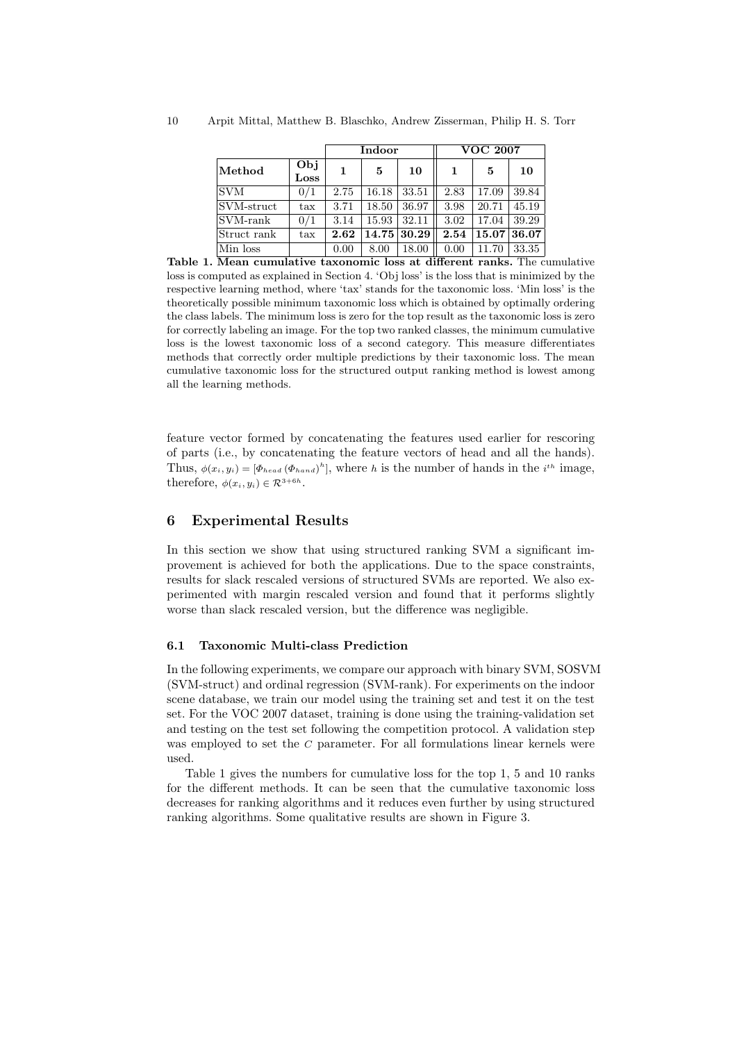| Method | Obj Loss | Indoor | | | VOC 2007 | | |
|---|---|---|---|---|---|---|---|
| | | **1** | **5** | **10** | **1** | **5** | **10** |
| SVM | 0/1 | 2.75 | 16.18 | 33.51 | 2.83 | 17.09 | 39.84 |
| SVM-struct | tax | 3.71 | 18.50 | 36.97 | 3.98 | 20.71 | 45.19 |
| SVM-rank | 0/1 | 3.14 | 15.93 | 32.11 | 3.02 | 17.04 | 39.29 |
| Struct rank | tax | **2.62** | **14.75** | **30.29** | **2.54** | **15.07** | **36.07** |
| Min loss | | 0.00 | 8.00 | 18.00 | 0.00 | 11.70 | 33.35 |

**Table 1. Mean cumulative taxonomic loss at different ranks.** The cumulative loss is computed as explained in Section 4. 'Obj loss' is the loss that is minimized by the respective learning method, where 'tax' stands for the taxonomic loss. 'Min loss' is the theoretically possible minimum taxonomic loss which is obtained by optimally ordering the class labels. The minimum loss is zero for the top result as the taxonomic loss is zero for correctly labeling an image. For the top two ranked classes, the minimum cumulative loss is the lowest taxonomic loss of a second category. This measure differentiates methods that correctly order multiple predictions by their taxonomic loss. The mean cumulative taxonomic loss for the structured output ranking method is lowest among all the learning methods.

feature vector formed by concatenating the features used earlier for rescoring of parts (i.e., by concatenating the feature vectors of head and all the hands). Thus, $\phi(x_i, y_i) = [\Phi_{head}\, (\Phi_{hand})^h]$, where $h$ is the number of hands in the $i^{th}$ image, therefore, $\phi(x_i, y_i) \in \mathcal{R}^{3+6h}$.

## 6 Experimental Results

In this section we show that using structured ranking SVM a significant improvement is achieved for both the applications. Due to the space constraints, results for slack rescaled versions of structured SVMs are reported. We also experimented with margin rescaled version and found that it performs slightly worse than slack rescaled version, but the difference was negligible.

### 6.1 Taxonomic Multi-class Prediction

In the following experiments, we compare our approach with binary SVM, SOSVM (SVM-struct) and ordinal regression (SVM-rank). For experiments on the indoor scene database, we train our model using the training set and test it on the test set. For the VOC 2007 dataset, training is done using the training-validation set and testing on the test set following the competition protocol. A validation step was employed to set the $C$ parameter. For all formulations linear kernels were used.

Table 1 gives the numbers for cumulative loss for the top 1, 5 and 10 ranks for the different methods. It can be seen that the cumulative taxonomic loss decreases for ranking algorithms and it reduces even further by using structured ranking algorithms. Some qualitative results are shown in Figure 3.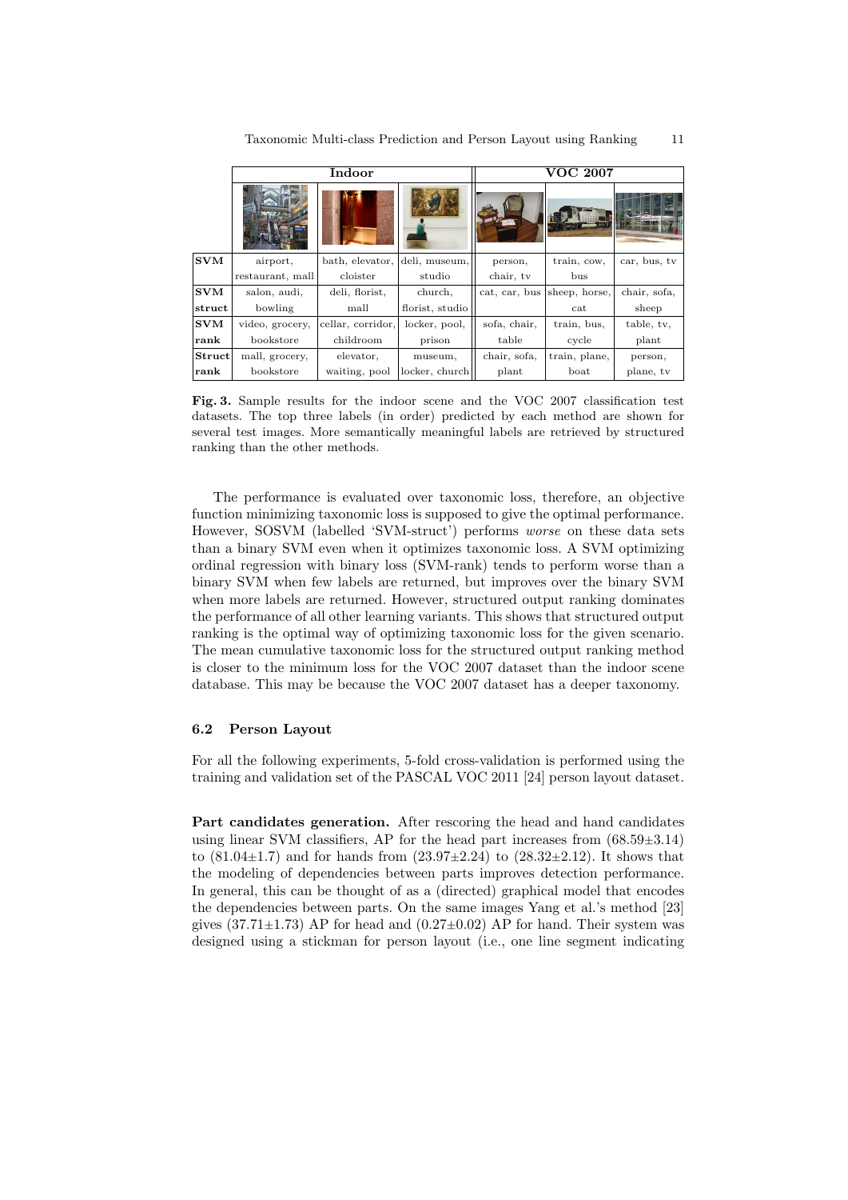| | Indoor | | | VOC 2007 | | |
|---|---|---|---|---|---|---|
| | | | | | | |
| **SVM** | airport, restaurant, mall | bath, elevator, cloister | deli, museum, studio | person, chair, tv | train, cow, bus | car, bus, tv |
| **SVM struct** | salon, audi, bowling | deli, florist, mall | church, florist, studio | cat, car, bus | sheep, horse, cat | chair, sofa, sheep |
| **SVM rank** | video, grocery, bookstore | cellar, corridor, childroom | locker, pool, prison | sofa, chair, table | train, bus, cycle | table, tv, plant |
| **Struct rank** | mall, grocery, bookstore | elevator, waiting, pool | museum, locker, church | chair, sofa, plant | train, plane, boat | person, plane, tv |

**Fig. 3.** Sample results for the indoor scene and the VOC 2007 classification test datasets. The top three labels (in order) predicted by each method are shown for several test images. More semantically meaningful labels are retrieved by structured ranking than the other methods.

The performance is evaluated over taxonomic loss, therefore, an objective function minimizing taxonomic loss is supposed to give the optimal performance. However, SOSVM (labelled 'SVM-struct') performs *worse* on these data sets than a binary SVM even when it optimizes taxonomic loss. A SVM optimizing ordinal regression with binary loss (SVM-rank) tends to perform worse than a binary SVM when few labels are returned, but improves over the binary SVM when more labels are returned. However, structured output ranking dominates the performance of all other learning variants. This shows that structured output ranking is the optimal way of optimizing taxonomic loss for the given scenario. The mean cumulative taxonomic loss for the structured output ranking method is closer to the minimum loss for the VOC 2007 dataset than the indoor scene database. This may be because the VOC 2007 dataset has a deeper taxonomy.

### 6.2 Person Layout

For all the following experiments, 5-fold cross-validation is performed using the training and validation set of the PASCAL VOC 2011 [24] person layout dataset.

**Part candidates generation.** After rescoring the head and hand candidates using linear SVM classifiers, AP for the head part increases from ($68.59 \pm 3.14$) to ($81.04 \pm 1.7$) and for hands from ($23.97 \pm 2.24$) to ($28.32 \pm 2.12$). It shows that the modeling of dependencies between parts improves detection performance. In general, this can be thought of as a (directed) graphical model that encodes the dependencies between parts. On the same images Yang et al.'s method [23] gives ($37.71 \pm 1.73$) AP for head and ($0.27 \pm 0.02$) AP for hand. Their system was designed using a stickman for person layout (i.e., one line segment indicating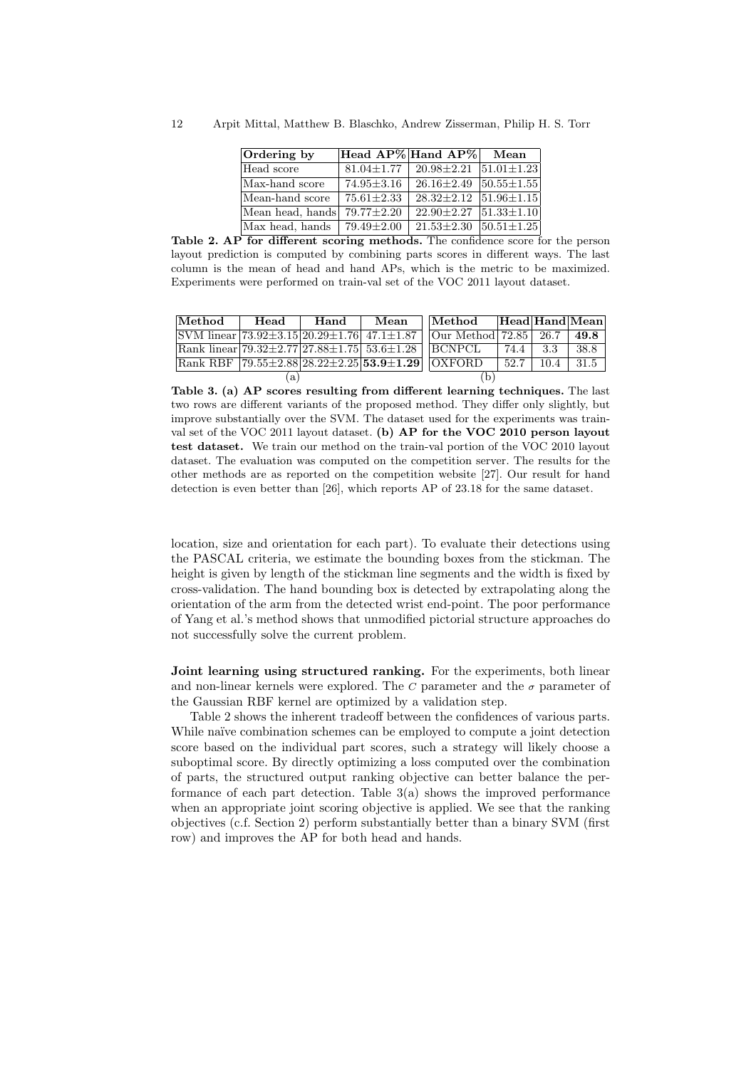| Ordering by | Head AP% | Hand AP% | Mean |
|---|---|---|---|
| Head score | 81.04±1.77 | 20.98±2.21 | 51.01±1.23 |
| Max-hand score | 74.95±3.16 | 26.16±2.49 | 50.55±1.55 |
| Mean-hand score | 75.61±2.33 | 28.32±2.12 | 51.96±1.15 |
| Mean head, hands | 79.77±2.20 | 22.90±2.27 | 51.33±1.10 |
| Max head, hands | 79.49±2.00 | 21.53±2.30 | 50.51±1.25 |

**Table 2. AP for different scoring methods.** The confidence score for the person layout prediction is computed by combining parts scores in different ways. The last column is the mean of head and hand APs, which is the metric to be maximized. Experiments were performed on train-val set of the VOC 2011 layout dataset.

| Method | Head | Hand | Mean |
|---|---|---|---|
| SVM linear | 73.92±3.15 | 20.29±1.76 | 47.1±1.87 |
| Rank linear | 79.32±2.77 | 27.88±1.75 | 53.6±1.28 |
| Rank RBF | 79.55±2.88 | 28.22±2.25 | **53.9±1.29** |

(a)

| Method | Head | Hand | Mean |
|---|---|---|---|
| Our Method | 72.85 | 26.7 | **49.8** |
| BCNPCL | 74.4 | 3.3 | 38.8 |
| OXFORD | 52.7 | 10.4 | 31.5 |

(b)

**Table 3. (a) AP scores resulting from different learning techniques.** The last two rows are different variants of the proposed method. They differ only slightly, but improve substantially over the SVM. The dataset used for the experiments was train-val set of the VOC 2011 layout dataset. **(b) AP for the VOC 2010 person layout test dataset.** We train our method on the train-val portion of the VOC 2010 layout dataset. The evaluation was computed on the competition server. The results for the other methods are as reported on the competition website [27]. Our result for hand detection is even better than [26], which reports AP of 23.18 for the same dataset.

location, size and orientation for each part). To evaluate their detections using the PASCAL criteria, we estimate the bounding boxes from the stickman. The height is given by length of the stickman line segments and the width is fixed by cross-validation. The hand bounding box is detected by extrapolating along the orientation of the arm from the detected wrist end-point. The poor performance of Yang et al.'s method shows that unmodified pictorial structure approaches do not successfully solve the current problem.

**Joint learning using structured ranking.** For the experiments, both linear and non-linear kernels were explored. The $C$ parameter and the $\sigma$ parameter of the Gaussian RBF kernel are optimized by a validation step.

Table 2 shows the inherent tradeoff between the confidences of various parts. While naïve combination schemes can be employed to compute a joint detection score based on the individual part scores, such a strategy will likely choose a suboptimal score. By directly optimizing a loss computed over the combination of parts, the structured output ranking objective can better balance the performance of each part detection. Table 3(a) shows the improved performance when an appropriate joint scoring objective is applied. We see that the ranking objectives (c.f. Section 2) perform substantially better than a binary SVM (first row) and improves the AP for both head and hands.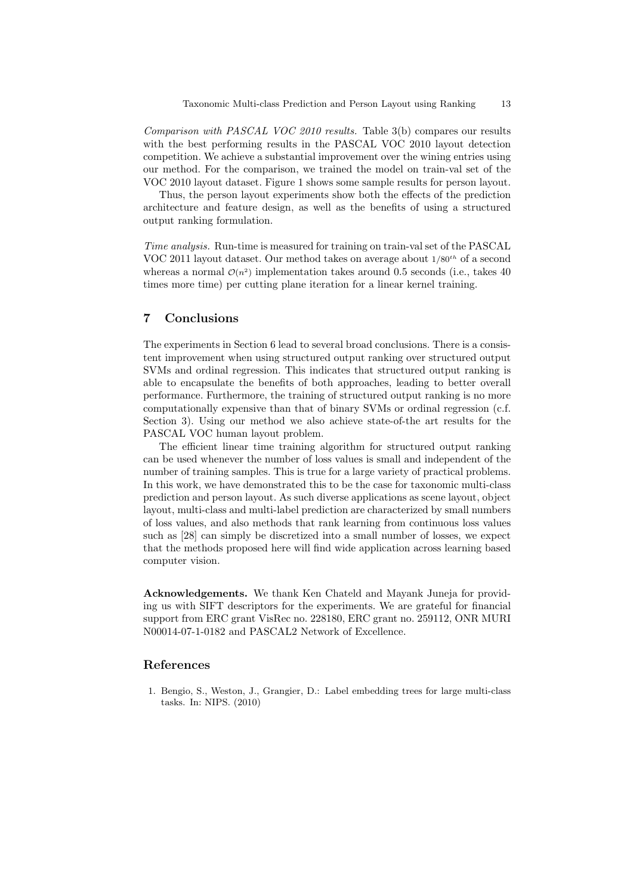*Comparison with PASCAL VOC 2010 results.* Table 3(b) compares our results with the best performing results in the PASCAL VOC 2010 layout detection competition. We achieve a substantial improvement over the wining entries using our method. For the comparison, we trained the model on train-val set of the VOC 2010 layout dataset. Figure 1 shows some sample results for person layout.

Thus, the person layout experiments show both the effects of the prediction architecture and feature design, as well as the benefits of using a structured output ranking formulation.

*Time analysis.* Run-time is measured for training on train-val set of the PASCAL VOC 2011 layout dataset. Our method takes on average about $1/80^{th}$ of a second whereas a normal $\mathcal{O}(n^2)$ implementation takes around 0.5 seconds (i.e., takes 40 times more time) per cutting plane iteration for a linear kernel training.

## 7 Conclusions

The experiments in Section 6 lead to several broad conclusions. There is a consistent improvement when using structured output ranking over structured output SVMs and ordinal regression. This indicates that structured output ranking is able to encapsulate the benefits of both approaches, leading to better overall performance. Furthermore, the training of structured output ranking is no more computationally expensive than that of binary SVMs or ordinal regression (c.f. Section 3). Using our method we also achieve state-of-the art results for the PASCAL VOC human layout problem.

The efficient linear time training algorithm for structured output ranking can be used whenever the number of loss values is small and independent of the number of training samples. This is true for a large variety of practical problems. In this work, we have demonstrated this to be the case for taxonomic multi-class prediction and person layout. As such diverse applications as scene layout, object layout, multi-class and multi-label prediction are characterized by small numbers of loss values, and also methods that rank learning from continuous loss values such as [28] can simply be discretized into a small number of losses, we expect that the methods proposed here will find wide application across learning based computer vision.

**Acknowledgements.** We thank Ken Chateld and Mayank Juneja for providing us with SIFT descriptors for the experiments. We are grateful for financial support from ERC grant VisRec no. 228180, ERC grant no. 259112, ONR MURI N00014-07-1-0182 and PASCAL2 Network of Excellence.

## References

1. Bengio, S., Weston, J., Grangier, D.: Label embedding trees for large multi-class tasks. In: NIPS. (2010)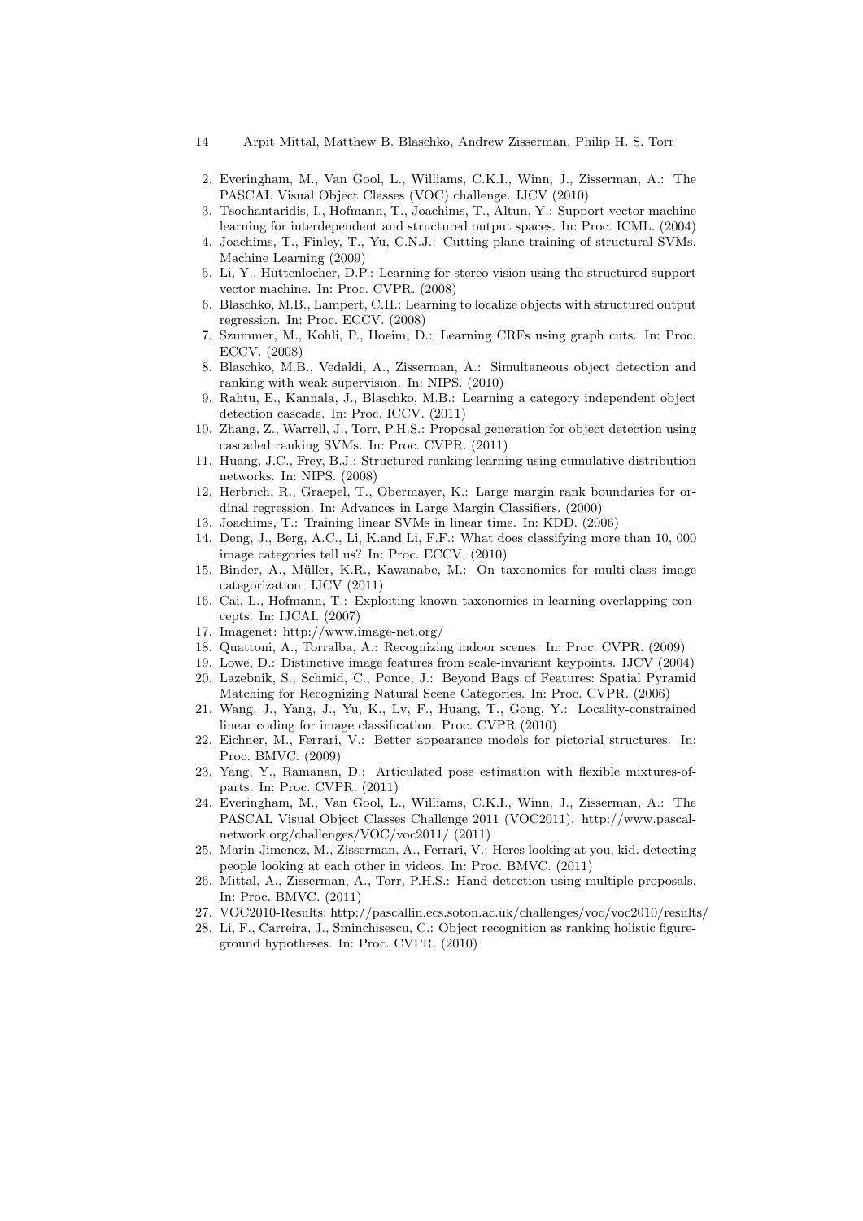2. Everingham, M., Van Gool, L., Williams, C.K.I., Winn, J., Zisserman, A.: The PASCAL Visual Object Classes (VOC) challenge. IJCV (2010)
3. Tsochantaridis, I., Hofmann, T., Joachims, T., Altun, Y.: Support vector machine learning for interdependent and structured output spaces. In: Proc. ICML. (2004)
4. Joachims, T., Finley, T., Yu, C.N.J.: Cutting-plane training of structural SVMs. Machine Learning (2009)
5. Li, Y., Huttenlocher, D.P.: Learning for stereo vision using the structured support vector machine. In: Proc. CVPR. (2008)
6. Blaschko, M.B., Lampert, C.H.: Learning to localize objects with structured output regression. In: Proc. ECCV. (2008)
7. Szummer, M., Kohli, P., Hoeim, D.: Learning CRFs using graph cuts. In: Proc. ECCV. (2008)
8. Blaschko, M.B., Vedaldi, A., Zisserman, A.: Simultaneous object detection and ranking with weak supervision. In: NIPS. (2010)
9. Rahtu, E., Kannala, J., Blaschko, M.B.: Learning a category independent object detection cascade. In: Proc. ICCV. (2011)
10. Zhang, Z., Warrell, J., Torr, P.H.S.: Proposal generation for object detection using cascaded ranking SVMs. In: Proc. CVPR. (2011)
11. Huang, J.C., Frey, B.J.: Structured ranking learning using cumulative distribution networks. In: NIPS. (2008)
12. Herbrich, R., Graepel, T., Obermayer, K.: Large margin rank boundaries for ordinal regression. In: Advances in Large Margin Classifiers. (2000)
13. Joachims, T.: Training linear SVMs in linear time. In: KDD. (2006)
14. Deng, J., Berg, A.C., Li, K.and Li, F.F.: What does classifying more than 10, 000 image categories tell us? In: Proc. ECCV. (2010)
15. Binder, A., Müller, K.R., Kawanabe, M.: On taxonomies for multi-class image categorization. IJCV (2011)
16. Cai, L., Hofmann, T.: Exploiting known taxonomies in learning overlapping concepts. In: IJCAI. (2007)
17. Imagenet: http://www.image-net.org/
18. Quattoni, A., Torralba, A.: Recognizing indoor scenes. In: Proc. CVPR. (2009)
19. Lowe, D.: Distinctive image features from scale-invariant keypoints. IJCV (2004)
20. Lazebnik, S., Schmid, C., Ponce, J.: Beyond Bags of Features: Spatial Pyramid Matching for Recognizing Natural Scene Categories. In: Proc. CVPR. (2006)
21. Wang, J., Yang, J., Yu, K., Lv, F., Huang, T., Gong, Y.: Locality-constrained linear coding for image classification. Proc. CVPR (2010)
22. Eichner, M., Ferrari, V.: Better appearance models for pictorial structures. In: Proc. BMVC. (2009)
23. Yang, Y., Ramanan, D.: Articulated pose estimation with flexible mixtures-of-parts. In: Proc. CVPR. (2011)
24. Everingham, M., Van Gool, L., Williams, C.K.I., Winn, J., Zisserman, A.: The PASCAL Visual Object Classes Challenge 2011 (VOC2011). http://www.pascal-network.org/challenges/VOC/voc2011/ (2011)
25. Marin-Jimenez, M., Zisserman, A., Ferrari, V.: Heres looking at you, kid. detecting people looking at each other in videos. In: Proc. BMVC. (2011)
26. Mittal, A., Zisserman, A., Torr, P.H.S.: Hand detection using multiple proposals. In: Proc. BMVC. (2011)
27. VOC2010-Results: http://pascallin.ecs.soton.ac.uk/challenges/voc/voc2010/results/
28. Li, F., Carreira, J., Sminchisescu, C.: Object recognition as ranking holistic figure-ground hypotheses. In: Proc. CVPR. (2010)